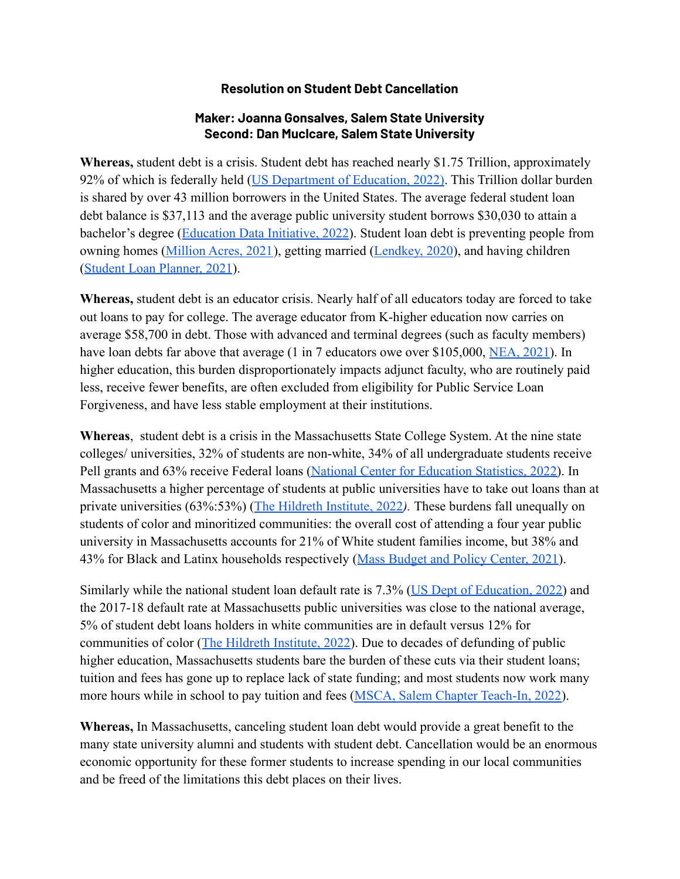# Resolution on Student Debt Cancellation

**Maker: Joanna Gonsalves, Salem State University**
**Second: Dan Muclcare, Salem State University**

**Whereas,** student debt is a crisis. Student debt has reached nearly $1.75 Trillion, approximately 92% of which is federally held (US Department of Education, 2022). This Trillion dollar burden is shared by over 43 million borrowers in the United States. The average federal student loan debt balance is $37,113 and the average public university student borrows $30,030 to attain a bachelor's degree (Education Data Initiative, 2022). Student loan debt is preventing people from owning homes (Million Acres, 2021), getting married (Lendkey, 2020), and having children (Student Loan Planner, 2021).

**Whereas,** student debt is an educator crisis. Nearly half of all educators today are forced to take out loans to pay for college. The average educator from K-higher education now carries on average $58,700 in debt. Those with advanced and terminal degrees (such as faculty members) have loan debts far above that average (1 in 7 educators owe over $105,000, NEA, 2021). In higher education, this burden disproportionately impacts adjunct faculty, who are routinely paid less, receive fewer benefits, are often excluded from eligibility for Public Service Loan Forgiveness, and have less stable employment at their institutions.

**Whereas**, student debt is a crisis in the Massachusetts State College System. At the nine state colleges/ universities, 32% of students are non-white, 34% of all undergraduate students receive Pell grants and 63% receive Federal loans (National Center for Education Statistics, 2022). In Massachusetts a higher percentage of students at public universities have to take out loans than at private universities (63%:53%) (The Hildreth Institute, 2022*)*. These burdens fall unequally on students of color and minoritized communities: the overall cost of attending a four year public university in Massachusetts accounts for 21% of White student families income, but 38% and 43% for Black and Latinx households respectively (Mass Budget and Policy Center, 2021).

Similarly while the national student loan default rate is 7.3% (US Dept of Education, 2022) and the 2017-18 default rate at Massachusetts public universities was close to the national average, 5% of student debt loans holders in white communities are in default versus 12% for communities of color (The Hildreth Institute, 2022). Due to decades of defunding of public higher education, Massachusetts students bare the burden of these cuts via their student loans; tuition and fees has gone up to replace lack of state funding; and most students now work many more hours while in school to pay tuition and fees (MSCA, Salem Chapter Teach-In, 2022).

**Whereas,** In Massachusetts, canceling student loan debt would provide a great benefit to the many state university alumni and students with student debt. Cancellation would be an enormous economic opportunity for these former students to increase spending in our local communities and be freed of the limitations this debt places on their lives.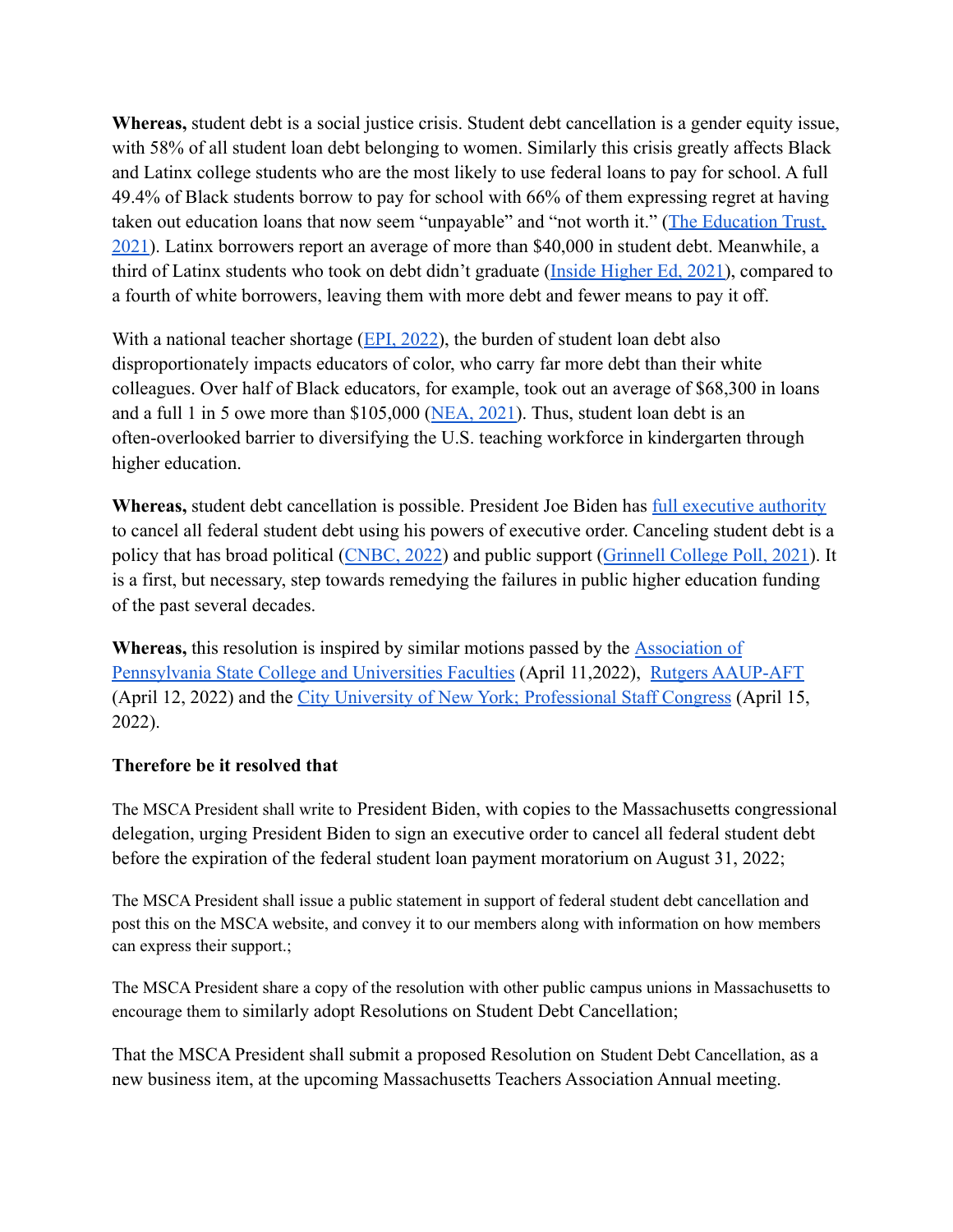**Whereas,** student debt is a social justice crisis. Student debt cancellation is a gender equity issue, with 58% of all student loan debt belonging to women. Similarly this crisis greatly affects Black and Latinx college students who are the most likely to use federal loans to pay for school. A full 49.4% of Black students borrow to pay for school with 66% of them expressing regret at having taken out education loans that now seem "unpayable" and "not worth it." (The Education Trust, 2021). Latinx borrowers report an average of more than $40,000 in student debt. Meanwhile, a third of Latinx students who took on debt didn't graduate (Inside Higher Ed, 2021), compared to a fourth of white borrowers, leaving them with more debt and fewer means to pay it off.

With a national teacher shortage (EPI, 2022), the burden of student loan debt also disproportionately impacts educators of color, who carry far more debt than their white colleagues. Over half of Black educators, for example, took out an average of $68,300 in loans and a full 1 in 5 owe more than $105,000 (NEA, 2021). Thus, student loan debt is an often-overlooked barrier to diversifying the U.S. teaching workforce in kindergarten through higher education.

**Whereas,** student debt cancellation is possible. President Joe Biden has full executive authority to cancel all federal student debt using his powers of executive order. Canceling student debt is a policy that has broad political (CNBC, 2022) and public support (Grinnell College Poll, 2021). It is a first, but necessary, step towards remedying the failures in public higher education funding of the past several decades.

**Whereas,** this resolution is inspired by similar motions passed by the Association of Pennsylvania State College and Universities Faculties (April 11,2022), Rutgers AAUP-AFT (April 12, 2022) and the City University of New York; Professional Staff Congress (April 15, 2022).

**Therefore be it resolved that**

The MSCA President shall write to President Biden, with copies to the Massachusetts congressional delegation, urging President Biden to sign an executive order to cancel all federal student debt before the expiration of the federal student loan payment moratorium on August 31, 2022;

The MSCA President shall issue a public statement in support of federal student debt cancellation and post this on the MSCA website, and convey it to our members along with information on how members can express their support.;

The MSCA President share a copy of the resolution with other public campus unions in Massachusetts to encourage them to similarly adopt Resolutions on Student Debt Cancellation;

That the MSCA President shall submit a proposed Resolution on Student Debt Cancellation, as a new business item, at the upcoming Massachusetts Teachers Association Annual meeting.